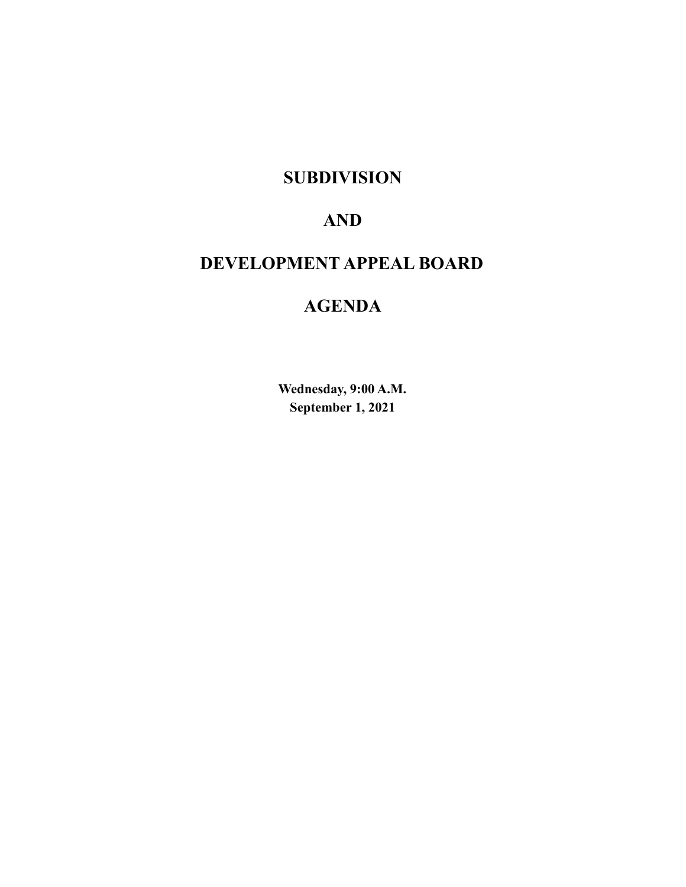# SUBDIVISION

# AND

# DEVELOPMENT APPEAL BOARD

# AGENDA

**Wednesday, 9:00 A.M.**
**September 1, 2021**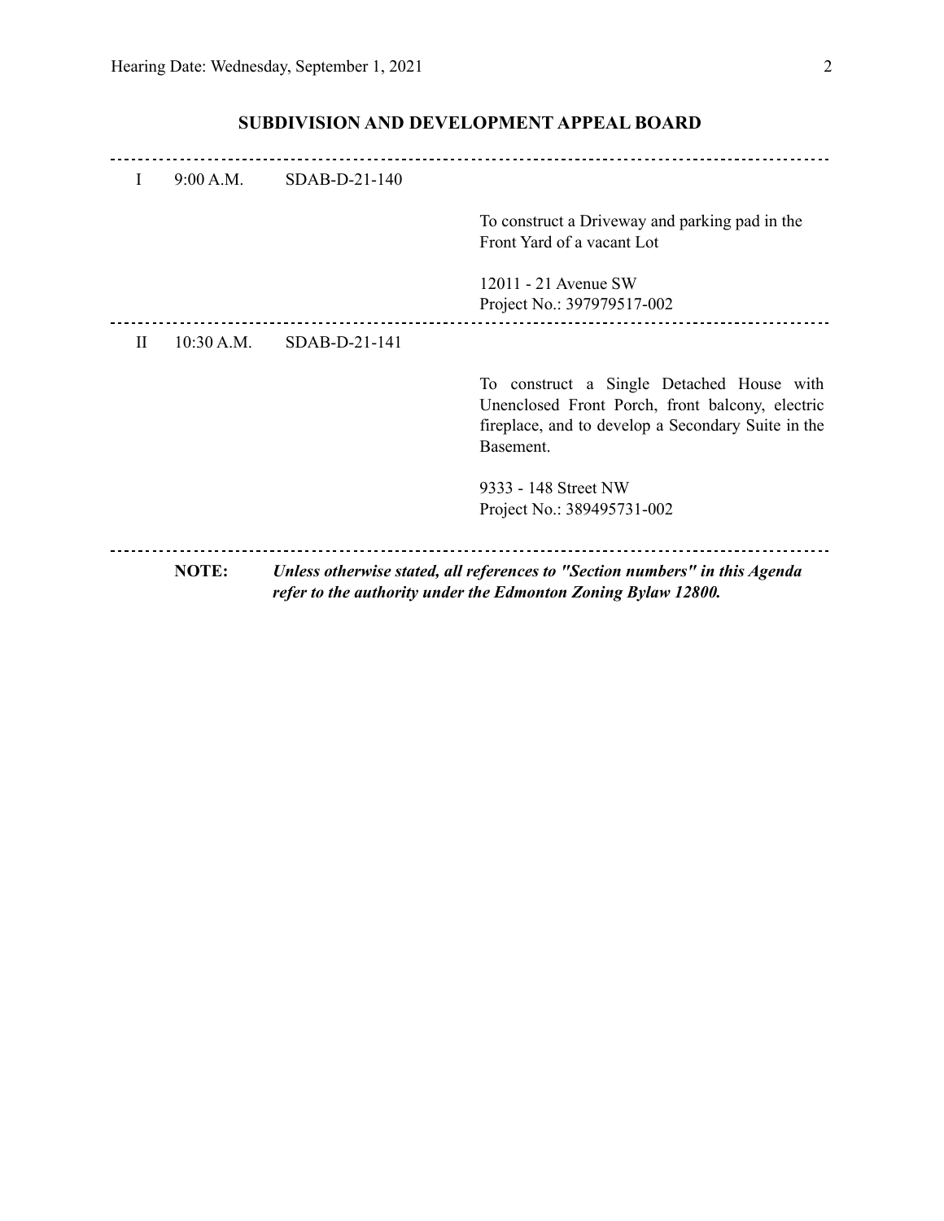## SUBDIVISION AND DEVELOPMENT APPEAL BOARD

---

| | | | |
|---|---|---|---|
| I | 9:00 A.M. | SDAB-D-21-140 | |
| | | | To construct a Driveway and parking pad in the Front Yard of a vacant Lot |
| | | | 12011 - 21 Avenue SW<br>Project No.: 397979517-002 |

---

| | | | |
|---|---|---|---|
| II | 10:30 A.M. | SDAB-D-21-141 | |
| | | | To construct a Single Detached House with Unenclosed Front Porch, front balcony, electric fireplace, and to develop a Secondary Suite in the Basement. |
| | | | 9333 - 148 Street NW<br>Project No.: 389495731-002 |

---

**NOTE:** ***Unless otherwise stated, all references to "Section numbers" in this Agenda refer to the authority under the Edmonton Zoning Bylaw 12800.***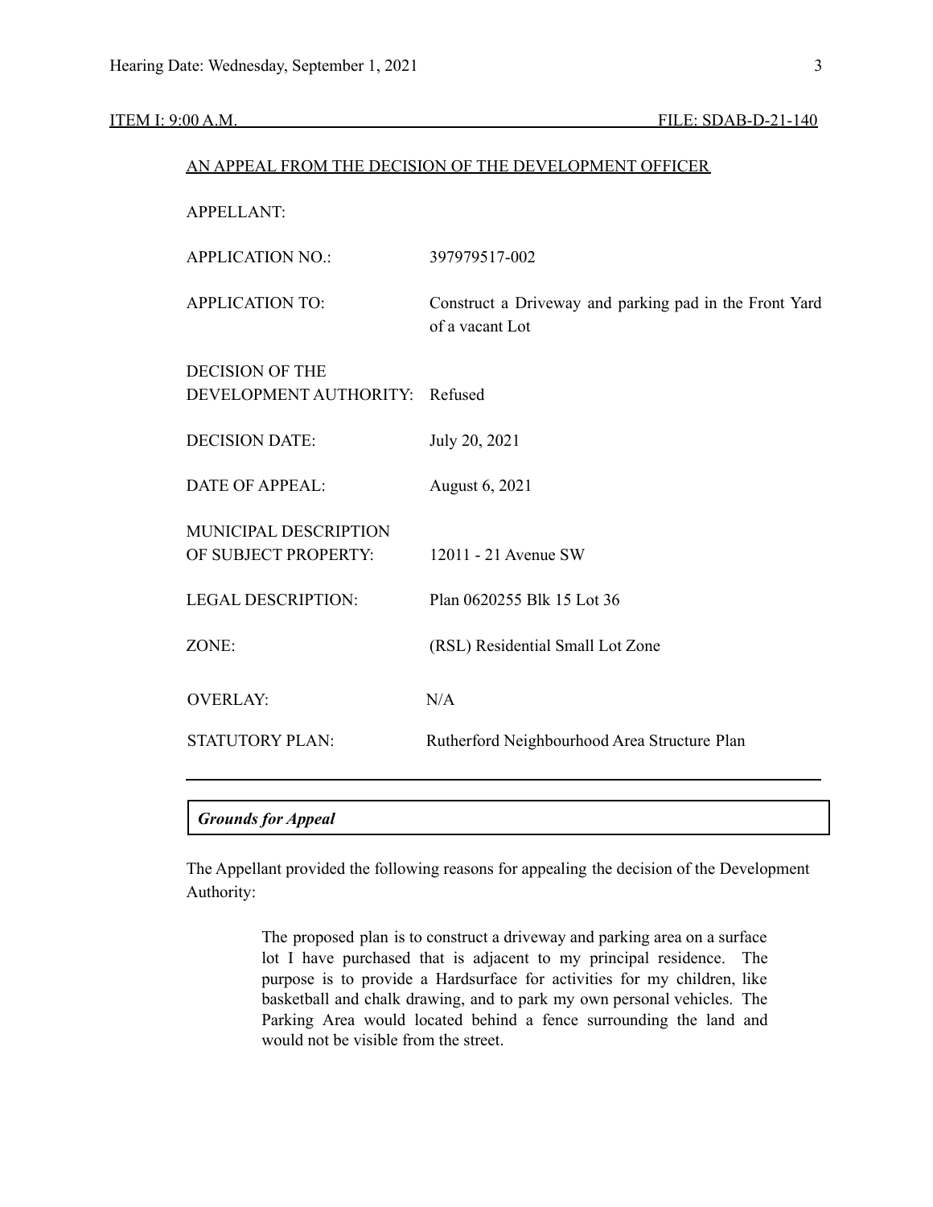ITEM I: 9:00 A.M. FILE: SDAB-D-21-140

AN APPEAL FROM THE DECISION OF THE DEVELOPMENT OFFICER

| | |
|---|---|
| APPELLANT: | |
| APPLICATION NO.: | 397979517-002 |
| APPLICATION TO: | Construct a Driveway and parking pad in the Front Yard of a vacant Lot |
| DECISION OF THE DEVELOPMENT AUTHORITY: | Refused |
| DECISION DATE: | July 20, 2021 |
| DATE OF APPEAL: | August 6, 2021 |
| MUNICIPAL DESCRIPTION OF SUBJECT PROPERTY: | 12011 - 21 Avenue SW |
| LEGAL DESCRIPTION: | Plan 0620255 Blk 15 Lot 36 |
| ZONE: | (RSL) Residential Small Lot Zone |
| OVERLAY: | N/A |
| STATUTORY PLAN: | Rutherford Neighbourhood Area Structure Plan |

***Grounds for Appeal***

The Appellant provided the following reasons for appealing the decision of the Development Authority:

> The proposed plan is to construct a driveway and parking area on a surface lot I have purchased that is adjacent to my principal residence. The purpose is to provide a Hardsurface for activities for my children, like basketball and chalk drawing, and to park my own personal vehicles. The Parking Area would located behind a fence surrounding the land and would not be visible from the street.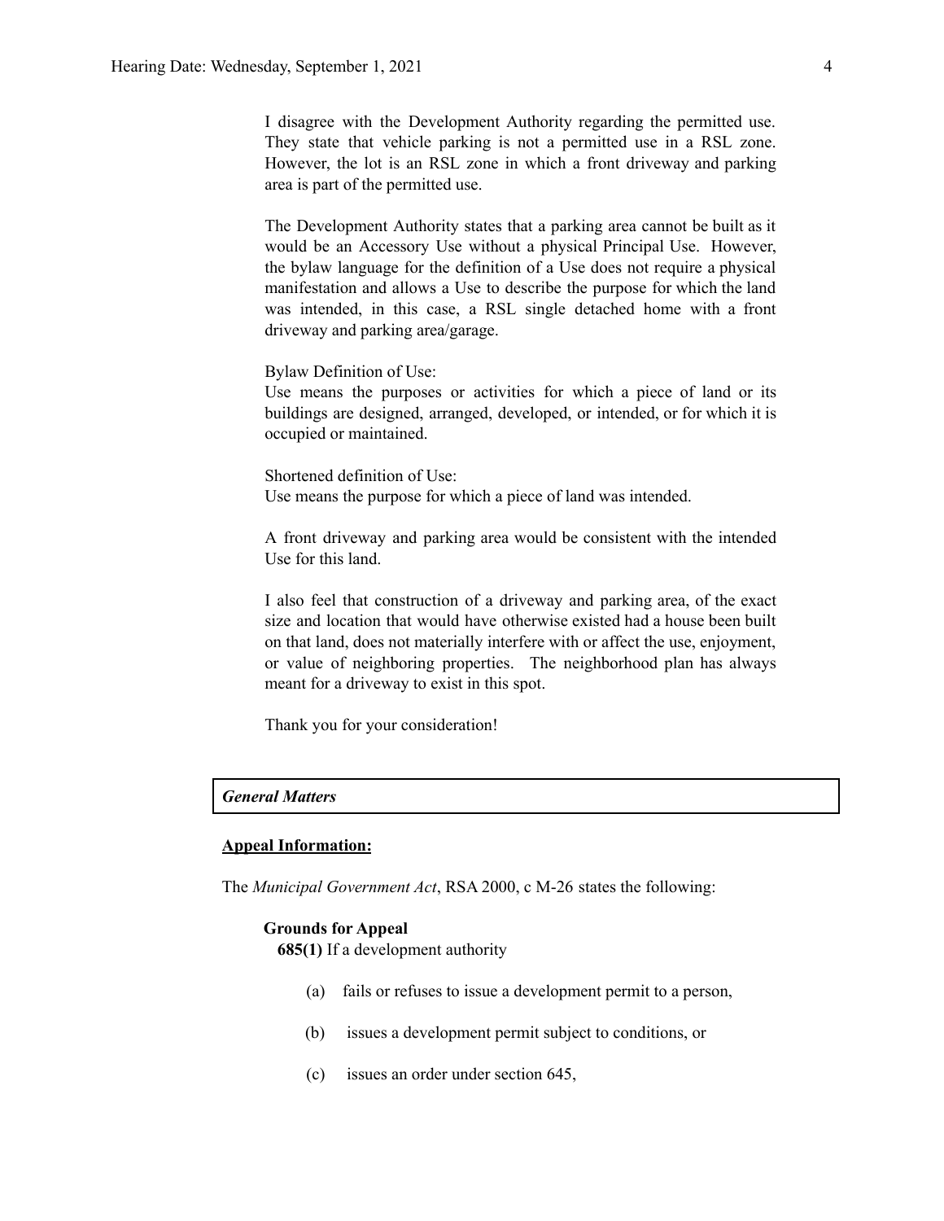I disagree with the Development Authority regarding the permitted use. They state that vehicle parking is not a permitted use in a RSL zone. However, the lot is an RSL zone in which a front driveway and parking area is part of the permitted use.

The Development Authority states that a parking area cannot be built as it would be an Accessory Use without a physical Principal Use. However, the bylaw language for the definition of a Use does not require a physical manifestation and allows a Use to describe the purpose for which the land was intended, in this case, a RSL single detached home with a front driveway and parking area/garage.

Bylaw Definition of Use:
Use means the purposes or activities for which a piece of land or its buildings are designed, arranged, developed, or intended, or for which it is occupied or maintained.

Shortened definition of Use:
Use means the purpose for which a piece of land was intended.

A front driveway and parking area would be consistent with the intended Use for this land.

I also feel that construction of a driveway and parking area, of the exact size and location that would have otherwise existed had a house been built on that land, does not materially interfere with or affect the use, enjoyment, or value of neighboring properties. The neighborhood plan has always meant for a driveway to exist in this spot.

Thank you for your consideration!

## *General Matters*

**Appeal Information:**

The *Municipal Government Act*, RSA 2000, c M-26 states the following:

**Grounds for Appeal**

**685(1)** If a development authority

(a) fails or refuses to issue a development permit to a person,

(b) issues a development permit subject to conditions, or

(c) issues an order under section 645,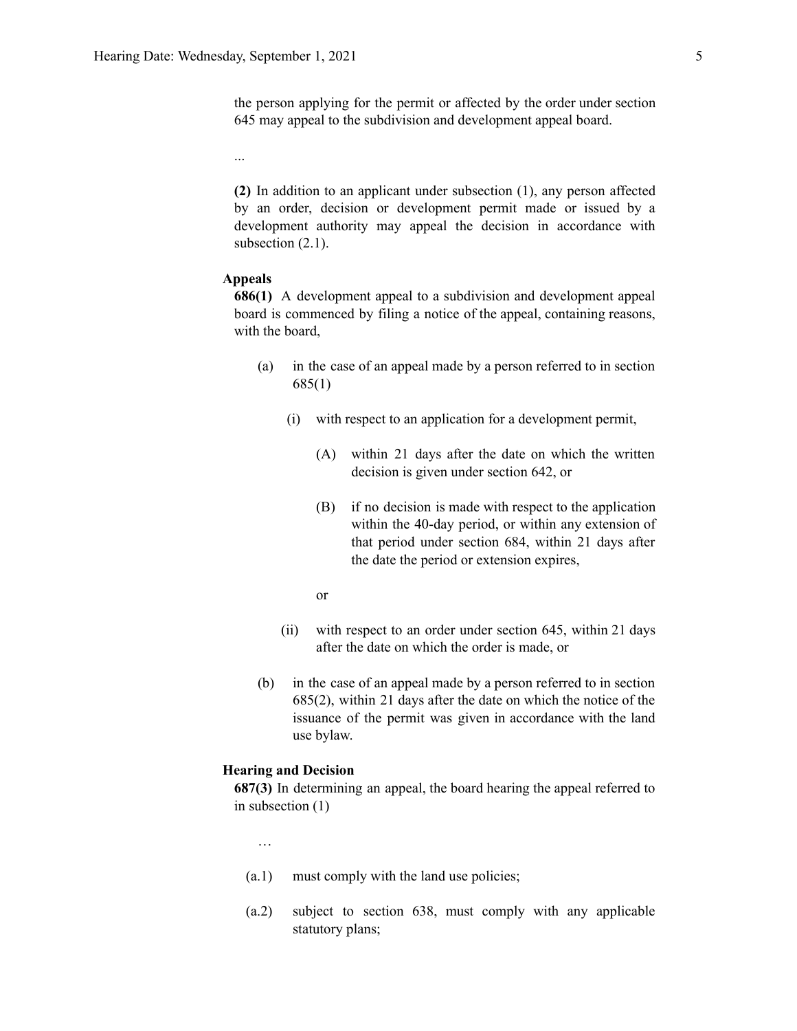the person applying for the permit or affected by the order under section 645 may appeal to the subdivision and development appeal board.

...

**(2)** In addition to an applicant under subsection (1), any person affected by an order, decision or development permit made or issued by a development authority may appeal the decision in accordance with subsection (2.1).

**Appeals**

**686(1)** A development appeal to a subdivision and development appeal board is commenced by filing a notice of the appeal, containing reasons, with the board,

(a) in the case of an appeal made by a person referred to in section 685(1)

(i) with respect to an application for a development permit,

(A) within 21 days after the date on which the written decision is given under section 642, or

(B) if no decision is made with respect to the application within the 40-day period, or within any extension of that period under section 684, within 21 days after the date the period or extension expires,

or

(ii) with respect to an order under section 645, within 21 days after the date on which the order is made, or

(b) in the case of an appeal made by a person referred to in section 685(2), within 21 days after the date on which the notice of the issuance of the permit was given in accordance with the land use bylaw.

**Hearing and Decision**

**687(3)** In determining an appeal, the board hearing the appeal referred to in subsection (1)

…

(a.1) must comply with the land use policies;

(a.2) subject to section 638, must comply with any applicable statutory plans;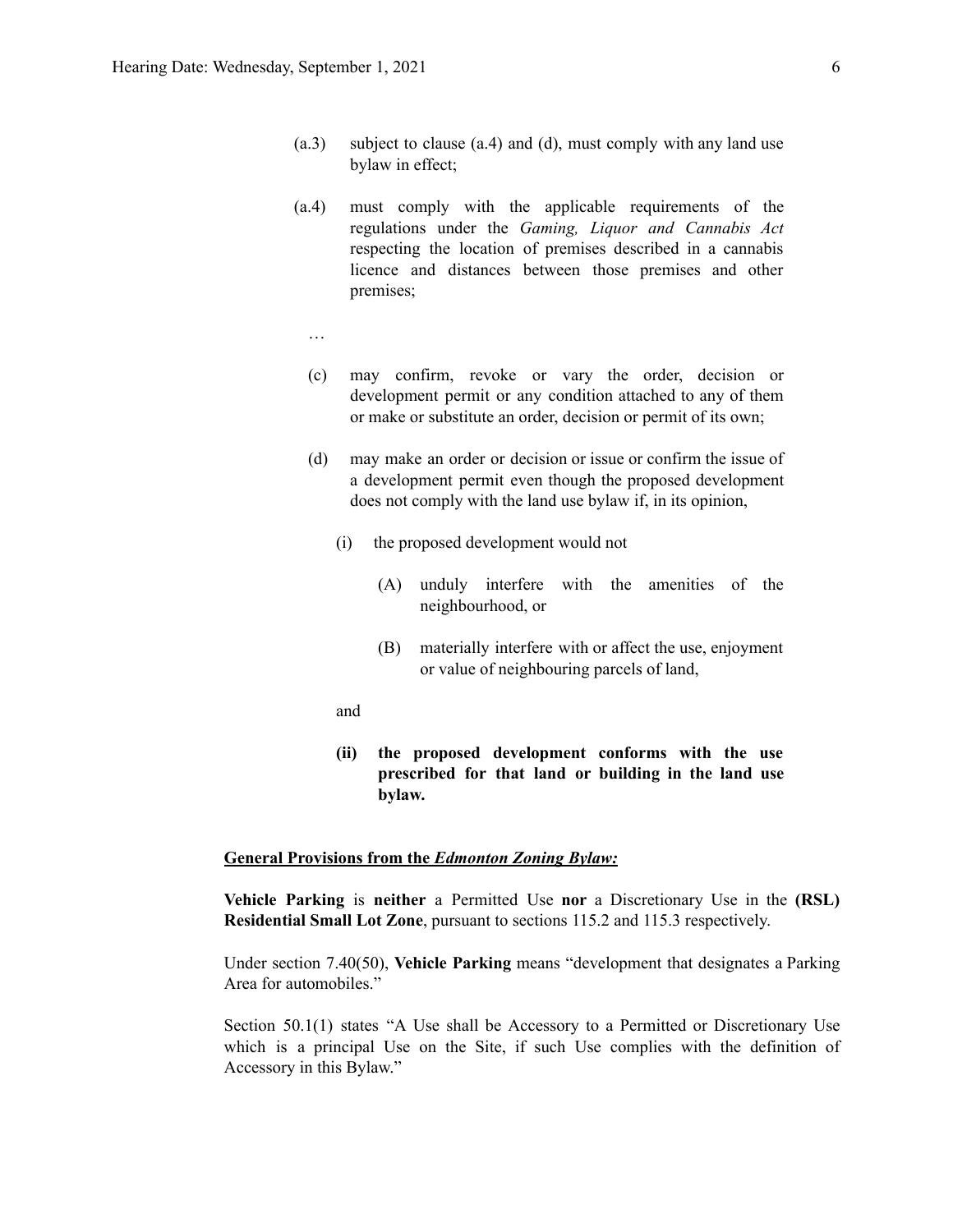(a.3) subject to clause (a.4) and (d), must comply with any land use bylaw in effect;

(a.4) must comply with the applicable requirements of the regulations under the *Gaming, Liquor and Cannabis Act* respecting the location of premises described in a cannabis licence and distances between those premises and other premises;

…

(c) may confirm, revoke or vary the order, decision or development permit or any condition attached to any of them or make or substitute an order, decision or permit of its own;

(d) may make an order or decision or issue or confirm the issue of a development permit even though the proposed development does not comply with the land use bylaw if, in its opinion,

(i) the proposed development would not

(A) unduly interfere with the amenities of the neighbourhood, or

(B) materially interfere with or affect the use, enjoyment or value of neighbouring parcels of land,

and

**(ii) the proposed development conforms with the use prescribed for that land or building in the land use bylaw.**

**General Provisions from the *Edmonton Zoning Bylaw:***

**Vehicle Parking** is **neither** a Permitted Use **nor** a Discretionary Use in the **(RSL) Residential Small Lot Zone**, pursuant to sections 115.2 and 115.3 respectively.

Under section 7.40(50), **Vehicle Parking** means "development that designates a Parking Area for automobiles."

Section 50.1(1) states "A Use shall be Accessory to a Permitted or Discretionary Use which is a principal Use on the Site, if such Use complies with the definition of Accessory in this Bylaw."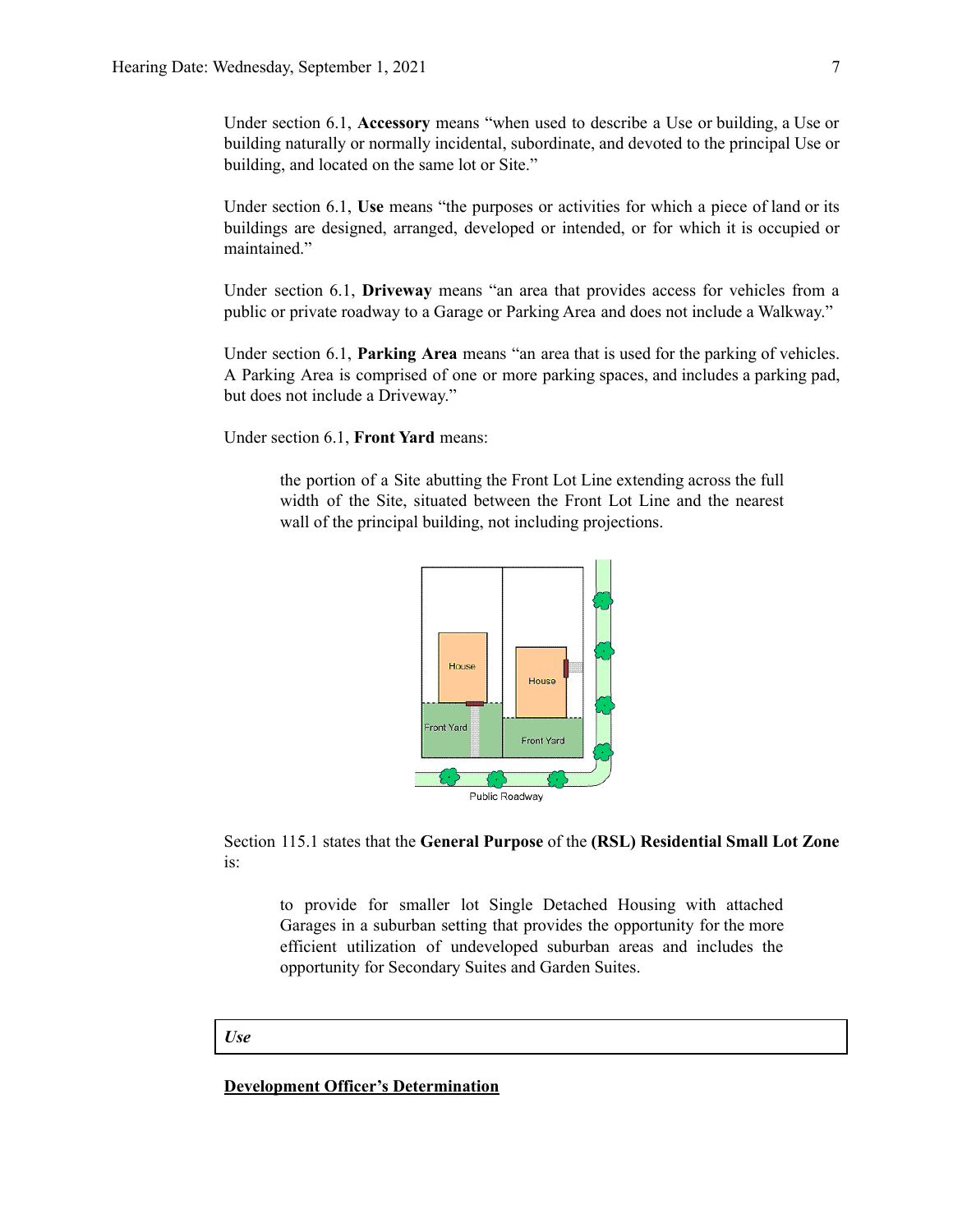Under section 6.1, **Accessory** means "when used to describe a Use or building, a Use or building naturally or normally incidental, subordinate, and devoted to the principal Use or building, and located on the same lot or Site."

Under section 6.1, **Use** means "the purposes or activities for which a piece of land or its buildings are designed, arranged, developed or intended, or for which it is occupied or maintained."

Under section 6.1, **Driveway** means "an area that provides access for vehicles from a public or private roadway to a Garage or Parking Area and does not include a Walkway."

Under section 6.1, **Parking Area** means "an area that is used for the parking of vehicles. A Parking Area is comprised of one or more parking spaces, and includes a parking pad, but does not include a Driveway."

Under section 6.1, **Front Yard** means:

> the portion of a Site abutting the Front Lot Line extending across the full width of the Site, situated between the Front Lot Line and the nearest wall of the principal building, not including projections.

Section 115.1 states that the **General Purpose** of the **(RSL) Residential Small Lot Zone** is:

> to provide for smaller lot Single Detached Housing with attached Garages in a suburban setting that provides the opportunity for the more efficient utilization of undeveloped suburban areas and includes the opportunity for Secondary Suites and Garden Suites.

***Use***

**Development Officer's Determination**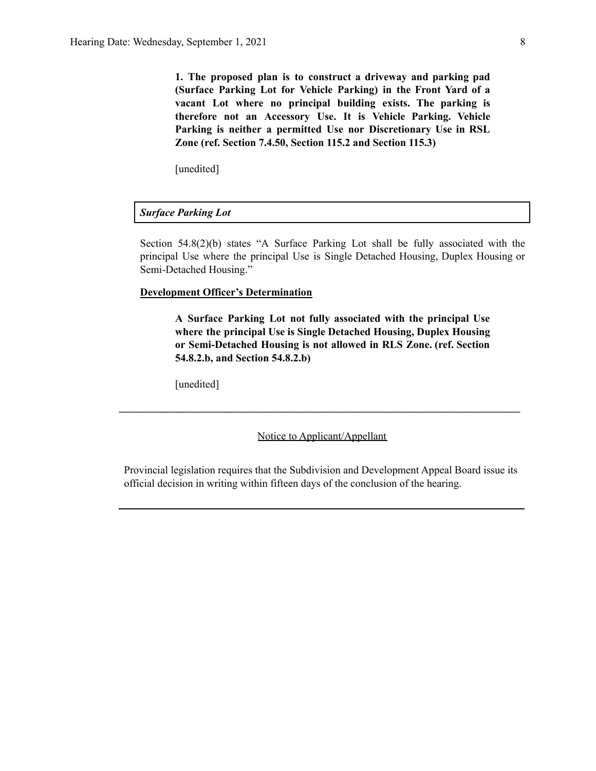**1. The proposed plan is to construct a driveway and parking pad (Surface Parking Lot for Vehicle Parking) in the Front Yard of a vacant Lot where no principal building exists. The parking is therefore not an Accessory Use. It is Vehicle Parking. Vehicle Parking is neither a permitted Use nor Discretionary Use in RSL Zone (ref. Section 7.4.50, Section 115.2 and Section 115.3)**

[unedited]

***Surface Parking Lot***

Section 54.8(2)(b) states "A Surface Parking Lot shall be fully associated with the principal Use where the principal Use is Single Detached Housing, Duplex Housing or Semi-Detached Housing."

**Development Officer's Determination**

**A Surface Parking Lot not fully associated with the principal Use where the principal Use is Single Detached Housing, Duplex Housing or Semi-Detached Housing is not allowed in RLS Zone. (ref. Section 54.8.2.b, and Section 54.8.2.b)**

[unedited]

---

Notice to Applicant/Appellant

Provincial legislation requires that the Subdivision and Development Appeal Board issue its official decision in writing within fifteen days of the conclusion of the hearing.

---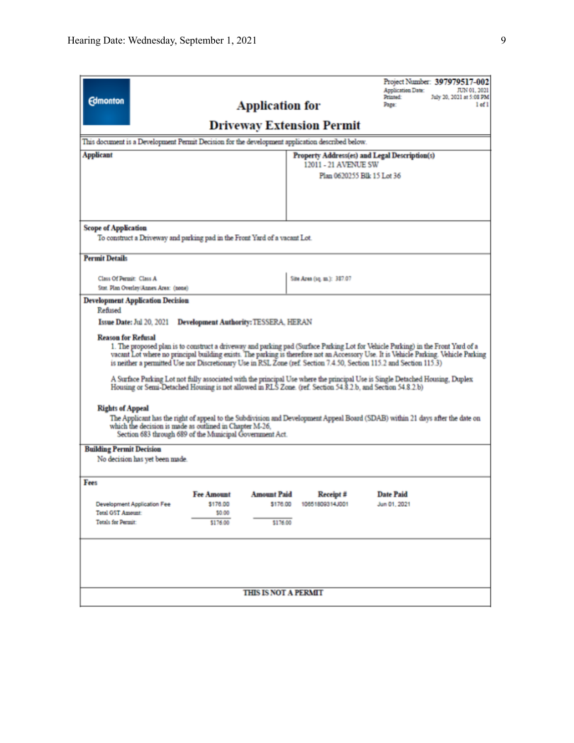Edmonton

# Application for

# Driveway Extension Permit

Project Number: **397979517-002**
Application Date: JUN 01, 2021
Printed: July 20, 2021 at 5:08 PM
Page: 1 of 1

This document is a Development Permit Decision for the development application described below.

**Applicant**

**Property Address(es) and Legal Description(s)**
12011 - 21 AVENUE SW
Plan 0620255 Blk 15 Lot 36

**Scope of Application**
To construct a Driveway and parking pad in the Front Yard of a vacant Lot.

**Permit Details**

Class Of Permit: Class A
Stat. Plan Overlay/Annex Area: (none)

Site Area (sq. m.): 387.07

**Development Application Decision**
Refused

**Issue Date:** Jul 20, 2021 **Development Authority:** TESSERA, HERAN

**Reason for Refusal**

1. The proposed plan is to construct a driveway and parking pad (Surface Parking Lot for Vehicle Parking) in the Front Yard of a vacant Lot where no principal building exists. The parking is therefore not an Accessory Use. It is Vehicle Parking. Vehicle Parking is neither a permitted Use nor Discretionary Use in RSL Zone (ref. Section 7.4.50, Section 115.2 and Section 115.3)

A Surface Parking Lot not fully associated with the principal Use where the principal Use is Single Detached Housing, Duplex Housing or Semi-Detached Housing is not allowed in RLS Zone. (ref. Section 54.8.2.b, and Section 54.8.2.b)

**Rights of Appeal**
The Applicant has the right of appeal to the Subdivision and Development Appeal Board (SDAB) within 21 days after the date on which the decision is made as outlined in Chapter M-26,
Section 683 through 689 of the Municipal Government Act.

**Building Permit Decision**
No decision has yet been made.

**Fees**

| | Fee Amount | Amount Paid | Receipt # | Date Paid |
|---|---|---|---|---|
| Development Application Fee | $176.00 | $176.00 | 10651809314J001 | Jun 01, 2021 |
| Total GST Amount: | $0.00 | | | |
| Totals for Permit: | $176.00 | $176.00 | | |

**THIS IS NOT A PERMIT**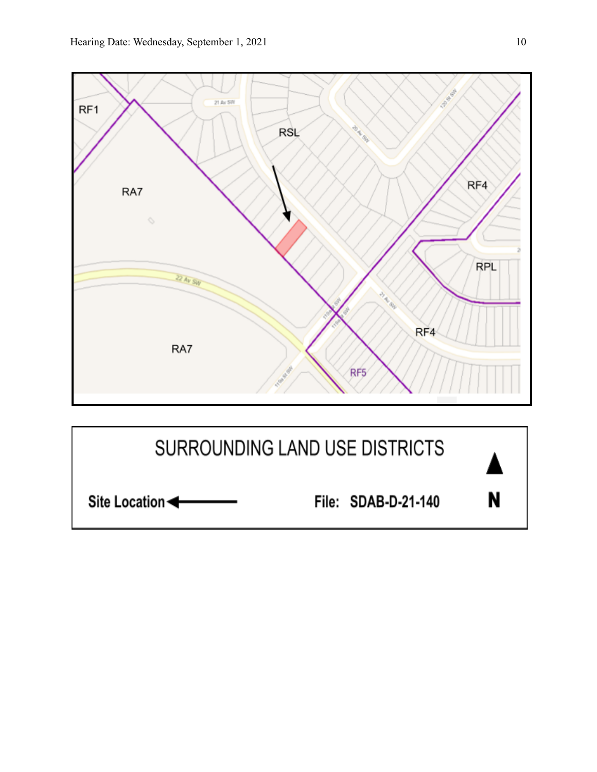RF1

RSL

RA7

RF4

RPL

RF4

RA7

RF5

| SURROUNDING LAND USE DISTRICTS | |
|---|---|
| Site Location ← | File: SDAB-D-21-140 |
| | N |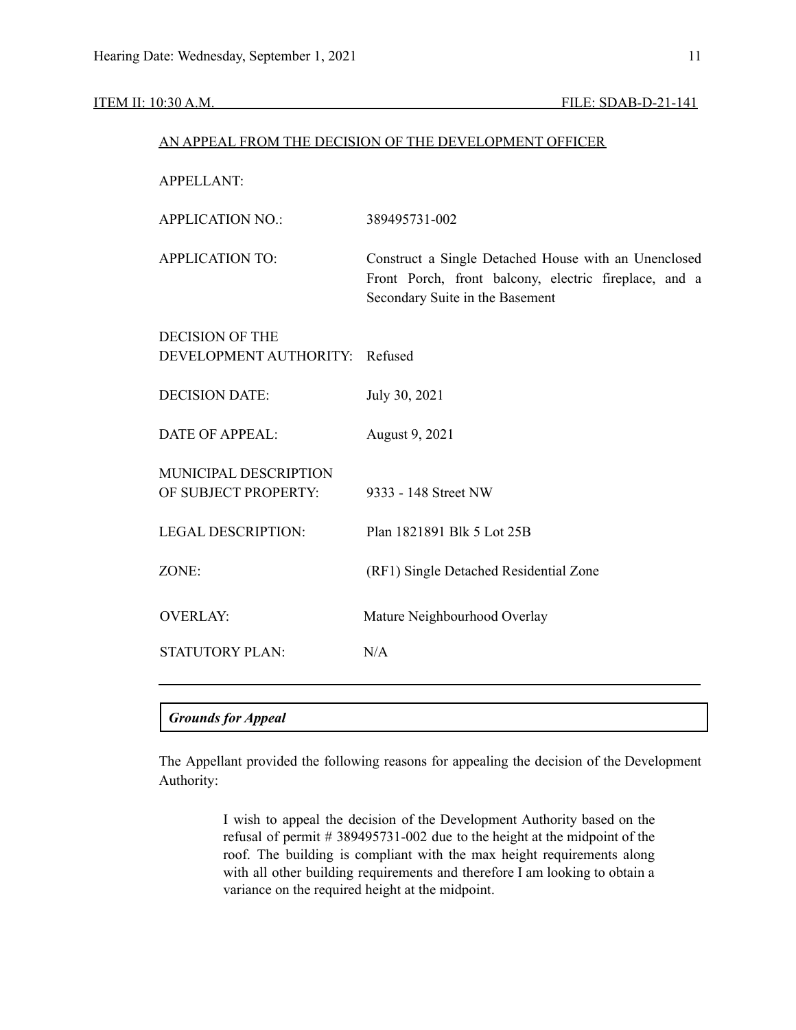ITEM II: 10:30 A.M. FILE: SDAB-D-21-141

AN APPEAL FROM THE DECISION OF THE DEVELOPMENT OFFICER

| | |
|---|---|
| APPELLANT: | |
| APPLICATION NO.: | 389495731-002 |
| APPLICATION TO: | Construct a Single Detached House with an Unenclosed Front Porch, front balcony, electric fireplace, and a Secondary Suite in the Basement |
| DECISION OF THE DEVELOPMENT AUTHORITY: | Refused |
| DECISION DATE: | July 30, 2021 |
| DATE OF APPEAL: | August 9, 2021 |
| MUNICIPAL DESCRIPTION OF SUBJECT PROPERTY: | 9333 - 148 Street NW |
| LEGAL DESCRIPTION: | Plan 1821891 Blk 5 Lot 25B |
| ZONE: | (RF1) Single Detached Residential Zone |
| OVERLAY: | Mature Neighbourhood Overlay |
| STATUTORY PLAN: | N/A |

***Grounds for Appeal***

The Appellant provided the following reasons for appealing the decision of the Development Authority:

> I wish to appeal the decision of the Development Authority based on the refusal of permit # 389495731-002 due to the height at the midpoint of the roof. The building is compliant with the max height requirements along with all other building requirements and therefore I am looking to obtain a variance on the required height at the midpoint.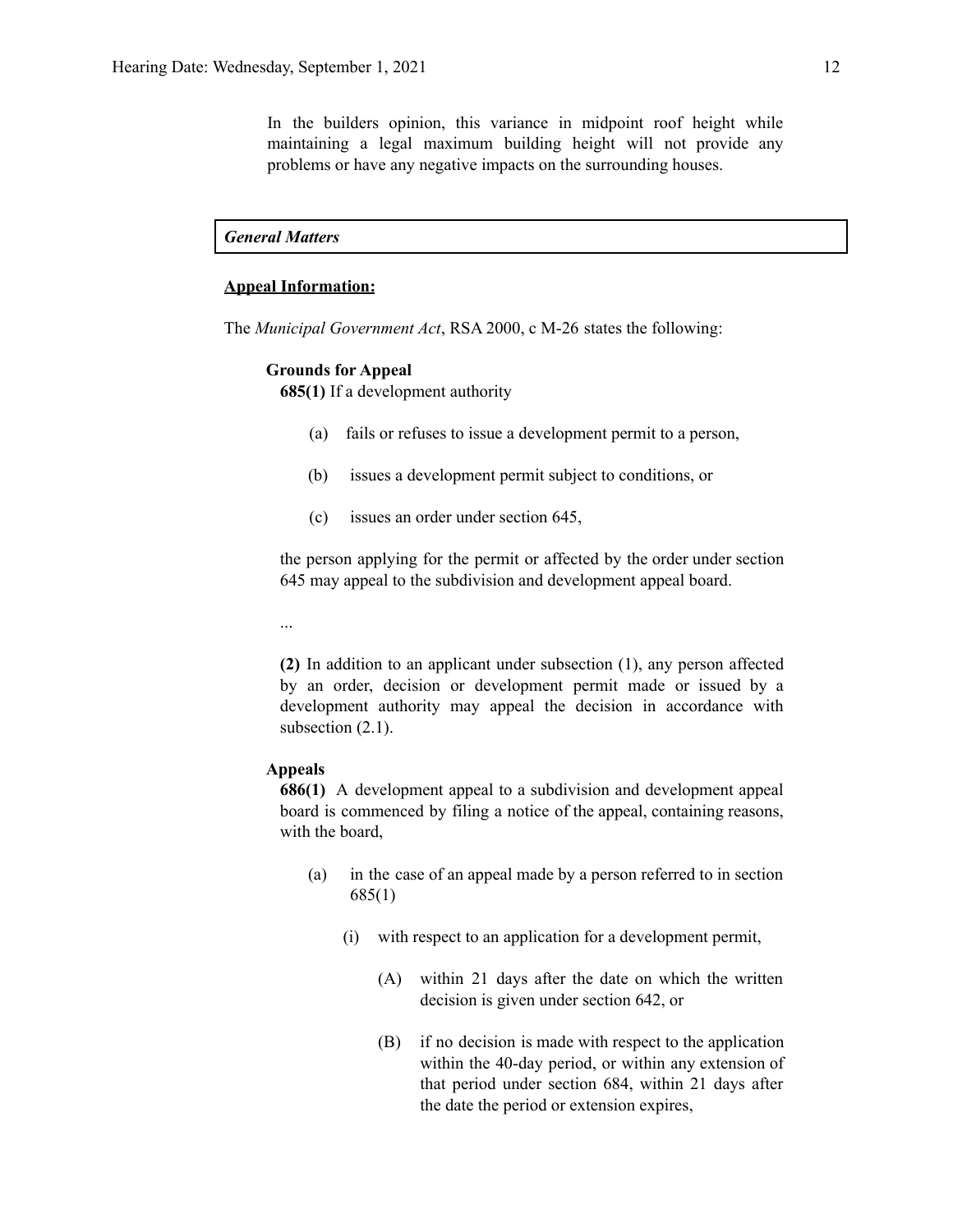In the builders opinion, this variance in midpoint roof height while maintaining a legal maximum building height will not provide any problems or have any negative impacts on the surrounding houses.

### *General Matters*

**Appeal Information:**

The *Municipal Government Act*, RSA 2000, c M-26 states the following:

**Grounds for Appeal**

**685(1)** If a development authority

(a) fails or refuses to issue a development permit to a person,

(b) issues a development permit subject to conditions, or

(c) issues an order under section 645,

the person applying for the permit or affected by the order under section 645 may appeal to the subdivision and development appeal board.

...

**(2)** In addition to an applicant under subsection (1), any person affected by an order, decision or development permit made or issued by a development authority may appeal the decision in accordance with subsection (2.1).

**Appeals**

**686(1)** A development appeal to a subdivision and development appeal board is commenced by filing a notice of the appeal, containing reasons, with the board,

(a) in the case of an appeal made by a person referred to in section 685(1)

(i) with respect to an application for a development permit,

(A) within 21 days after the date on which the written decision is given under section 642, or

(B) if no decision is made with respect to the application within the 40-day period, or within any extension of that period under section 684, within 21 days after the date the period or extension expires,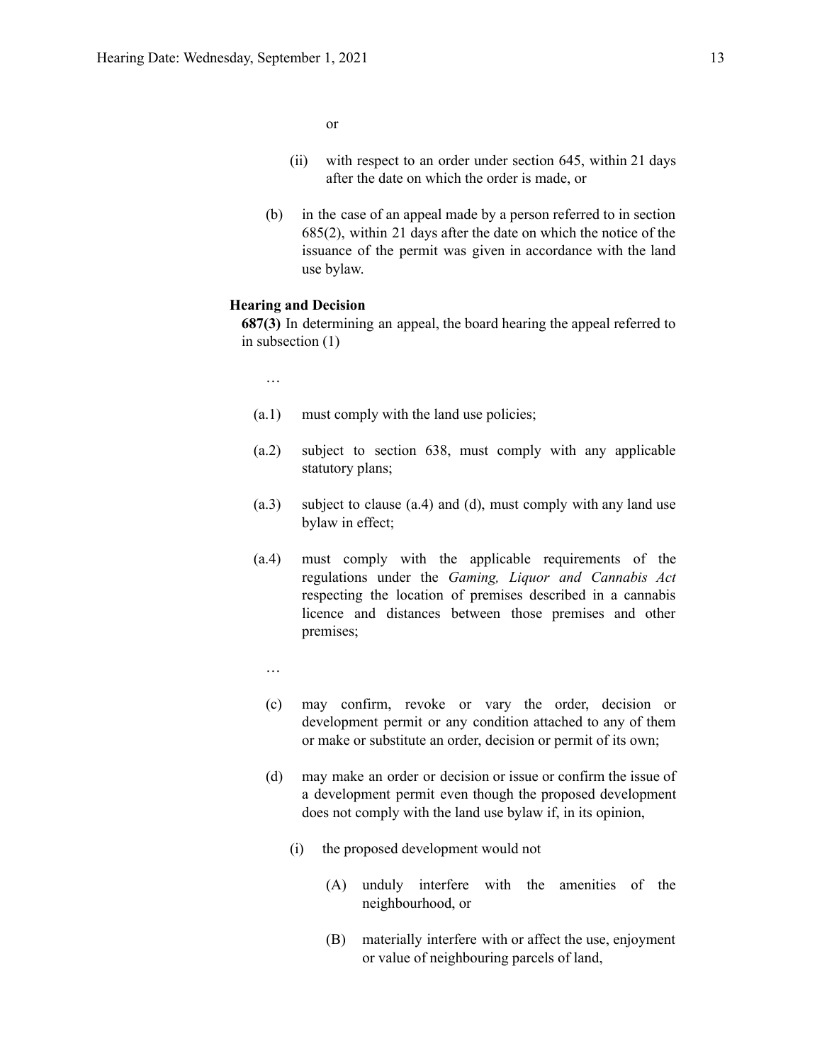or

(ii) with respect to an order under section 645, within 21 days after the date on which the order is made, or

(b) in the case of an appeal made by a person referred to in section 685(2), within 21 days after the date on which the notice of the issuance of the permit was given in accordance with the land use bylaw.

**Hearing and Decision**

**687(3)** In determining an appeal, the board hearing the appeal referred to in subsection (1)

…

(a.1) must comply with the land use policies;

(a.2) subject to section 638, must comply with any applicable statutory plans;

(a.3) subject to clause (a.4) and (d), must comply with any land use bylaw in effect;

(a.4) must comply with the applicable requirements of the regulations under the *Gaming, Liquor and Cannabis Act* respecting the location of premises described in a cannabis licence and distances between those premises and other premises;

…

(c) may confirm, revoke or vary the order, decision or development permit or any condition attached to any of them or make or substitute an order, decision or permit of its own;

(d) may make an order or decision or issue or confirm the issue of a development permit even though the proposed development does not comply with the land use bylaw if, in its opinion,

(i) the proposed development would not

(A) unduly interfere with the amenities of the neighbourhood, or

(B) materially interfere with or affect the use, enjoyment or value of neighbouring parcels of land,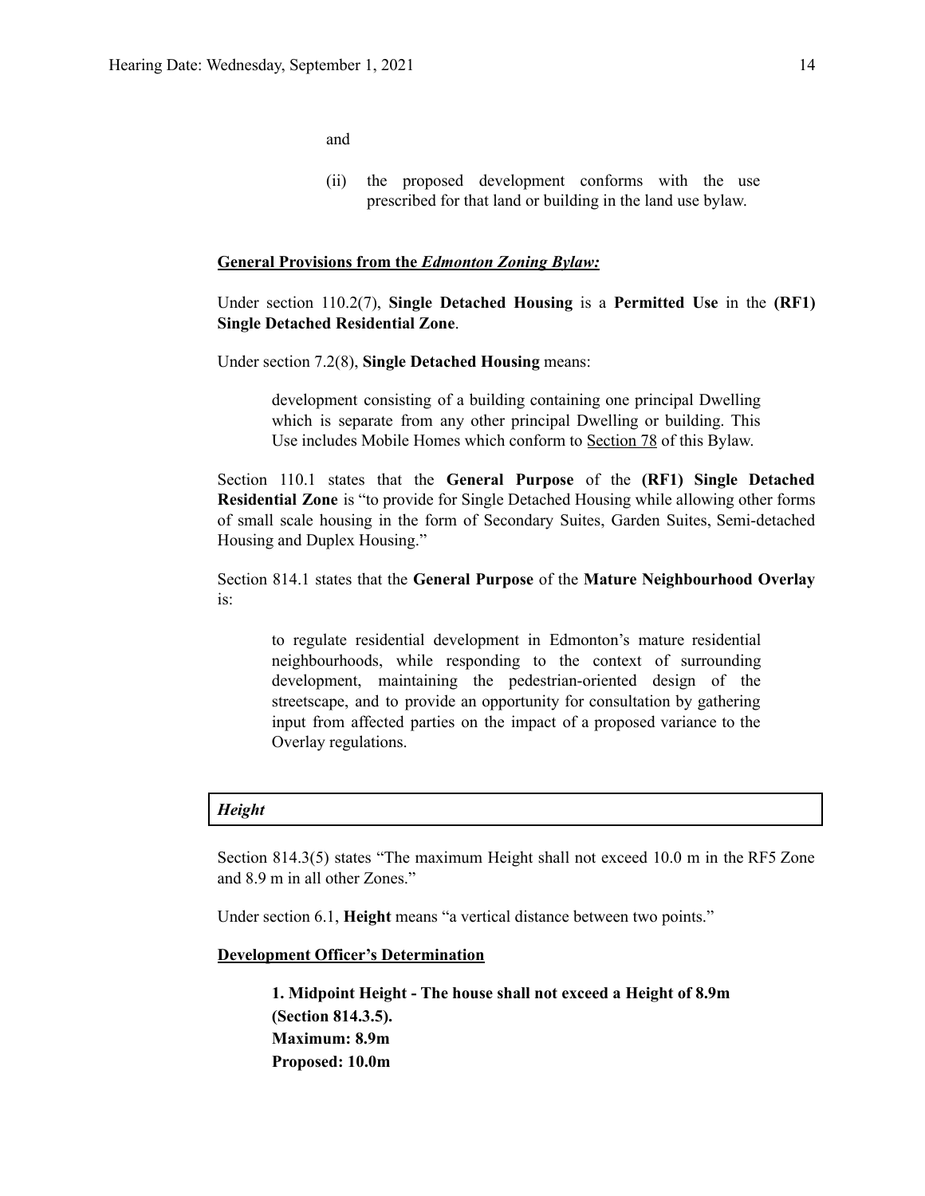and

(ii) the proposed development conforms with the use prescribed for that land or building in the land use bylaw.

**General Provisions from the *Edmonton Zoning Bylaw:***

Under section 110.2(7), **Single Detached Housing** is a **Permitted Use** in the **(RF1) Single Detached Residential Zone**.

Under section 7.2(8), **Single Detached Housing** means:

> development consisting of a building containing one principal Dwelling which is separate from any other principal Dwelling or building. This Use includes Mobile Homes which conform to Section 78 of this Bylaw.

Section 110.1 states that the **General Purpose** of the **(RF1) Single Detached Residential Zone** is "to provide for Single Detached Housing while allowing other forms of small scale housing in the form of Secondary Suites, Garden Suites, Semi-detached Housing and Duplex Housing."

Section 814.1 states that the **General Purpose** of the **Mature Neighbourhood Overlay** is:

> to regulate residential development in Edmonton's mature residential neighbourhoods, while responding to the context of surrounding development, maintaining the pedestrian-oriented design of the streetscape, and to provide an opportunity for consultation by gathering input from affected parties on the impact of a proposed variance to the Overlay regulations.

***Height***

Section 814.3(5) states "The maximum Height shall not exceed 10.0 m in the RF5 Zone and 8.9 m in all other Zones."

Under section 6.1, **Height** means "a vertical distance between two points."

**Development Officer's Determination**

> **1. Midpoint Height - The house shall not exceed a Height of 8.9m (Section 814.3.5).**
> **Maximum: 8.9m**
> **Proposed: 10.0m**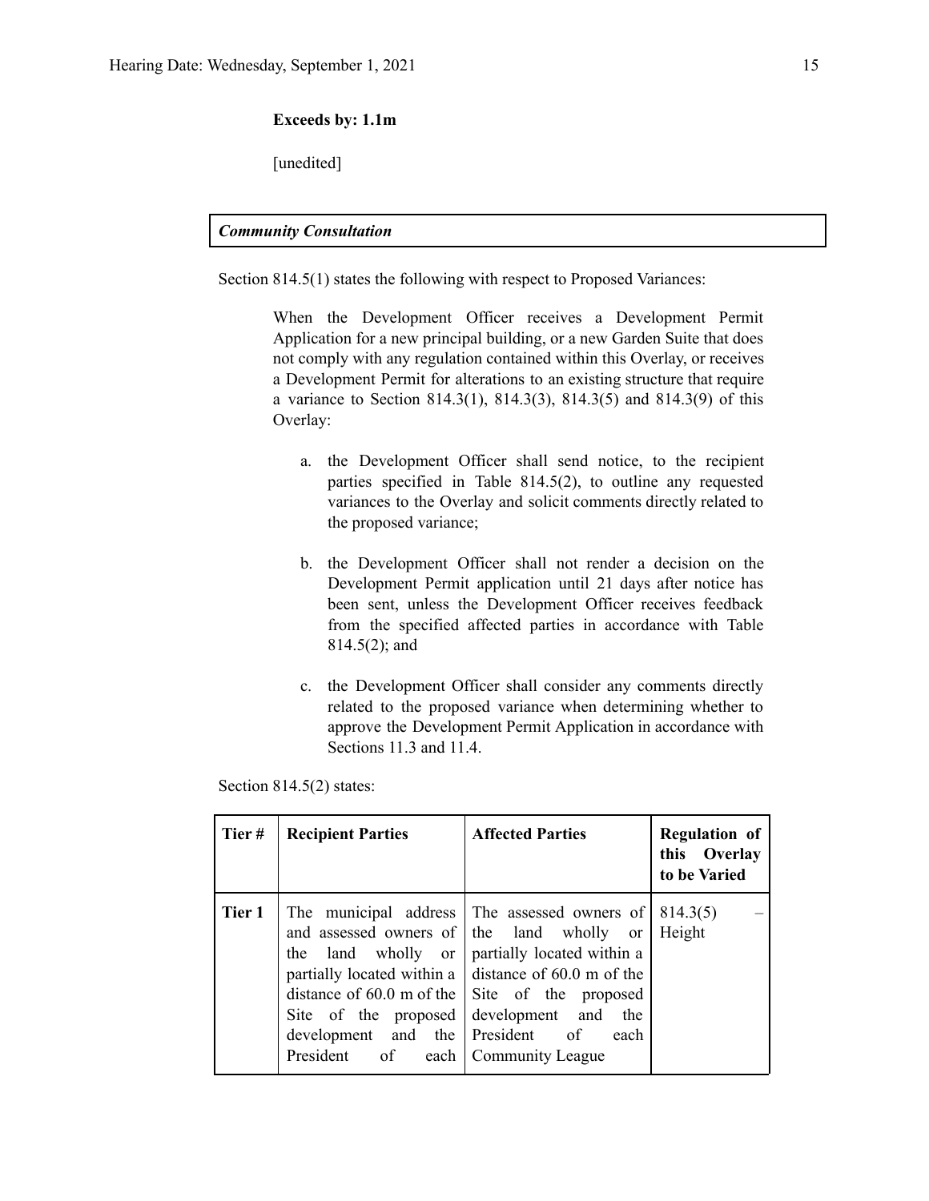**Exceeds by: 1.1m**

[unedited]

***Community Consultation***

Section 814.5(1) states the following with respect to Proposed Variances:

> When the Development Officer receives a Development Permit Application for a new principal building, or a new Garden Suite that does not comply with any regulation contained within this Overlay, or receives a Development Permit for alterations to an existing structure that require a variance to Section 814.3(1), 814.3(3), 814.3(5) and 814.3(9) of this Overlay:
>
> a. the Development Officer shall send notice, to the recipient parties specified in Table 814.5(2), to outline any requested variances to the Overlay and solicit comments directly related to the proposed variance;
>
> b. the Development Officer shall not render a decision on the Development Permit application until 21 days after notice has been sent, unless the Development Officer receives feedback from the specified affected parties in accordance with Table 814.5(2); and
>
> c. the Development Officer shall consider any comments directly related to the proposed variance when determining whether to approve the Development Permit Application in accordance with Sections 11.3 and 11.4.

Section 814.5(2) states:

| Tier # | Recipient Parties | Affected Parties | Regulation of this Overlay to be Varied |
|---|---|---|---|
| **Tier 1** | The municipal address and assessed owners of the land wholly or partially located within a distance of 60.0 m of the Site of the proposed development and the President of each | The assessed owners of the land wholly or partially located within a distance of 60.0 m of the Site of the proposed development and the President of each Community League | 814.3(5) – Height |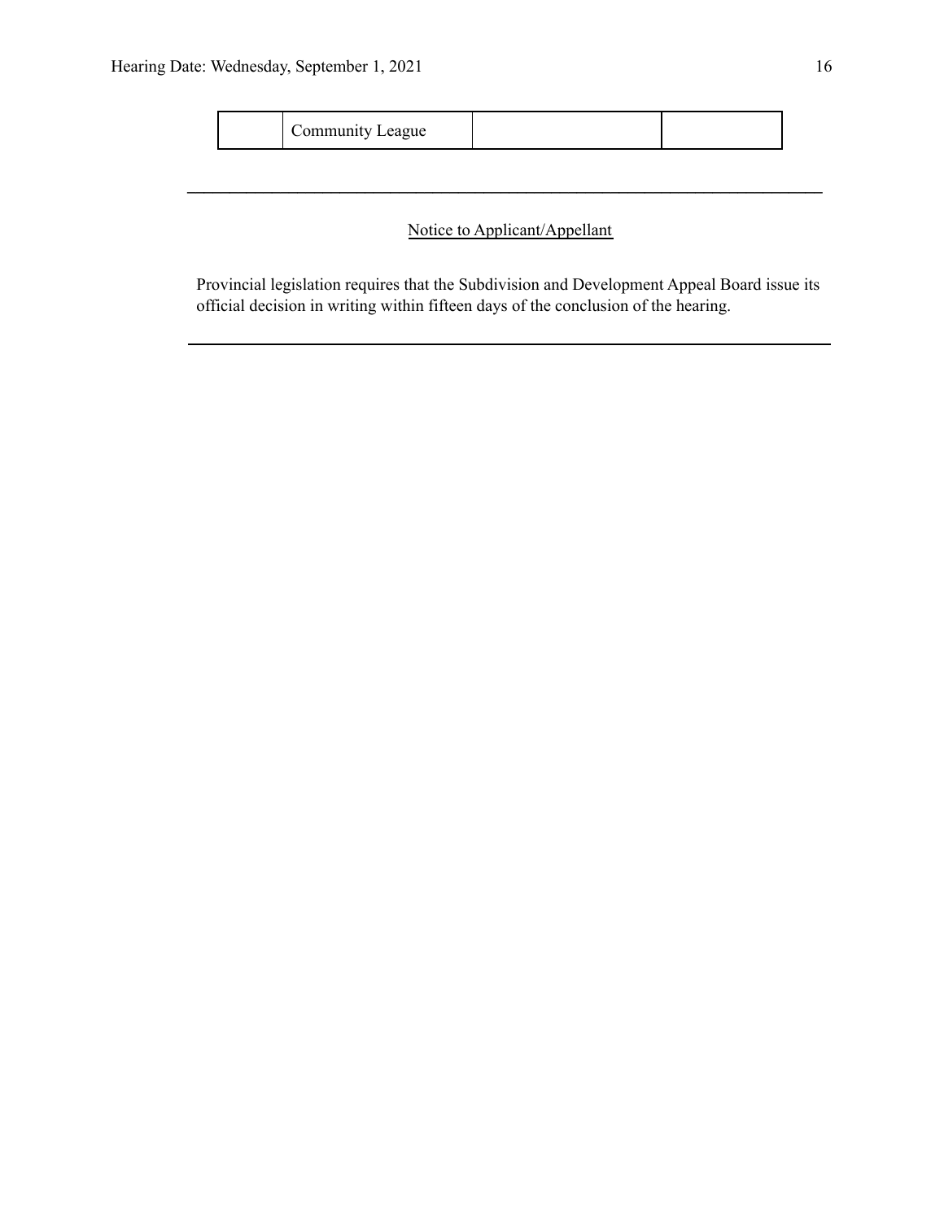|  | Community League |  |  |
|---|---|---|---|

---

Notice to Applicant/Appellant

Provincial legislation requires that the Subdivision and Development Appeal Board issue its official decision in writing within fifteen days of the conclusion of the hearing.

---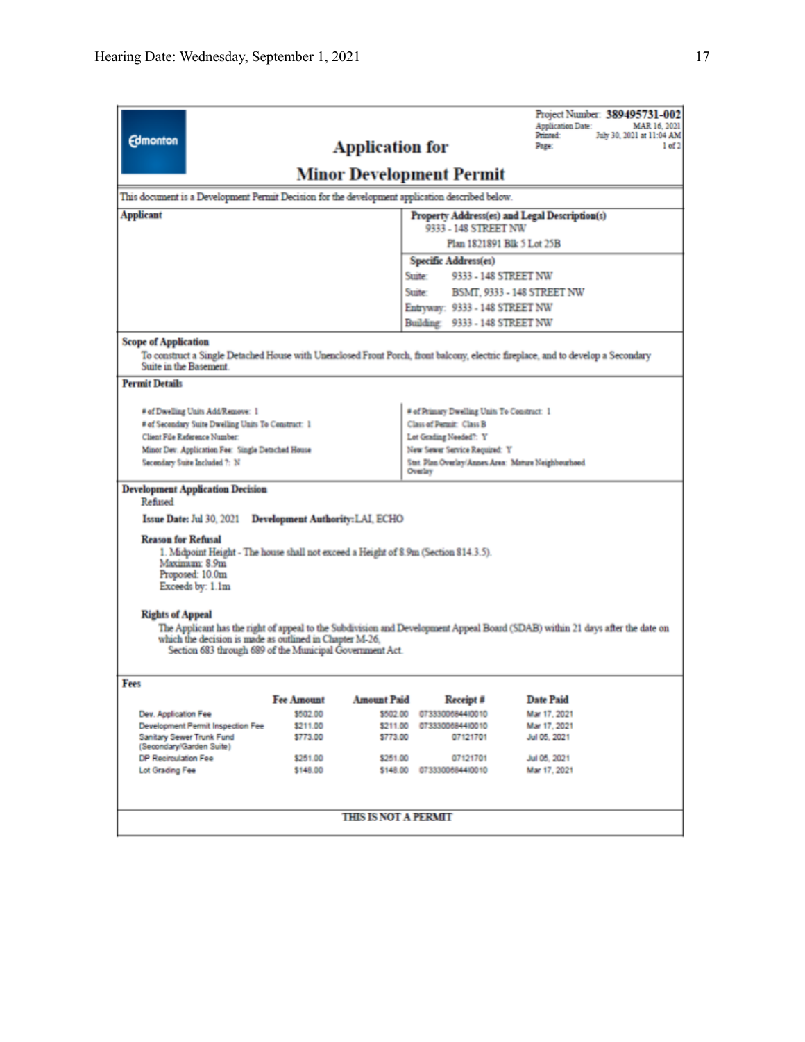Edmonton

# Application for Minor Development Permit

Project Number: **389495731-002**
Application Date: MAR 16, 2021
Printed: July 30, 2021 at 11:04 AM
Page: 1 of 2

This document is a Development Permit Decision for the development application described below.

**Applicant**

**Property Address(es) and Legal Description(s)**
9333 - 148 STREET NW
Plan 1821891 Blk 5 Lot 25B

**Specific Address(es)**
Suite: 9333 - 148 STREET NW
Suite: BSMT, 9333 - 148 STREET NW
Entryway: 9333 - 148 STREET NW
Building: 9333 - 148 STREET NW

**Scope of Application**

To construct a Single Detached House with Unenclosed Front Porch, front balcony, electric fireplace, and to develop a Secondary Suite in the Basement.

**Permit Details**

# of Dwelling Units Add/Remove: 1
# of Secondary Suite Dwelling Units To Construct: 1
Client File Reference Number:
Minor Dev. Application Fee: Single Detached House
Secondary Suite Included ?: N

# of Primary Dwelling Units To Construct: 1
Class of Permit: Class B
Lot Grading Needed?: Y
New Sewer Service Required: Y
Stat. Plan Overlay/Annex Area: Mature Neighbourhood Overlay

**Development Application Decision**

Refused

**Issue Date:** Jul 30, 2021 **Development Authority:** LAI, ECHO

**Reason for Refusal**

1. Midpoint Height - The house shall not exceed a Height of 8.9m (Section 814.3.5).
Maximum: 8.9m
Proposed: 10.0m
Exceeds by: 1.1m

**Rights of Appeal**

The Applicant has the right of appeal to the Subdivision and Development Appeal Board (SDAB) within 21 days after the date on which the decision is made as outlined in Chapter M-26,
Section 683 through 689 of the Municipal Government Act.

**Fees**

| | Fee Amount | Amount Paid | Receipt # | Date Paid |
|---|---|---|---|---|
| Dev. Application Fee | $502.00 | $502.00 | 073330068440010 | Mar 17, 2021 |
| Development Permit Inspection Fee | $211.00 | $211.00 | 073330068440010 | Mar 17, 2021 |
| Sanitary Sewer Trunk Fund (Secondary/Garden Suite) | $773.00 | $773.00 | 07121701 | Jul 05, 2021 |
| DP Recirculation Fee | $251.00 | $251.00 | 07121701 | Jul 05, 2021 |
| Lot Grading Fee | $148.00 | $148.00 | 073330068440010 | Mar 17, 2021 |

**THIS IS NOT A PERMIT**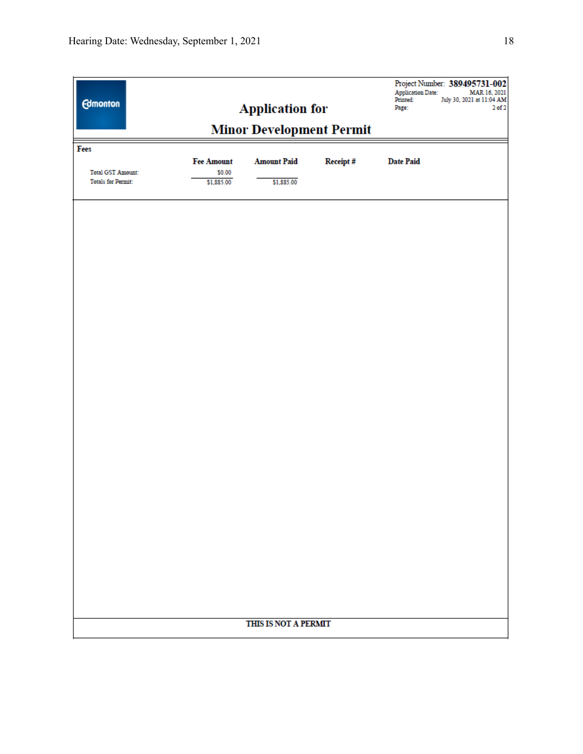Edmonton

Project Number: **389495731-002**
Application Date: MAR 16, 2021
Printed: July 30, 2021 at 11:04 AM
Page: 2 of 2

# Application for Minor Development Permit

**Fees**

| | Fee Amount | Amount Paid | Receipt # | Date Paid |
|---|---|---|---|---|
| Total GST Amount: | $0.00 | | | |
| Totals for Permit: | $1,885.00 | $1,885.00 | | |

**THIS IS NOT A PERMIT**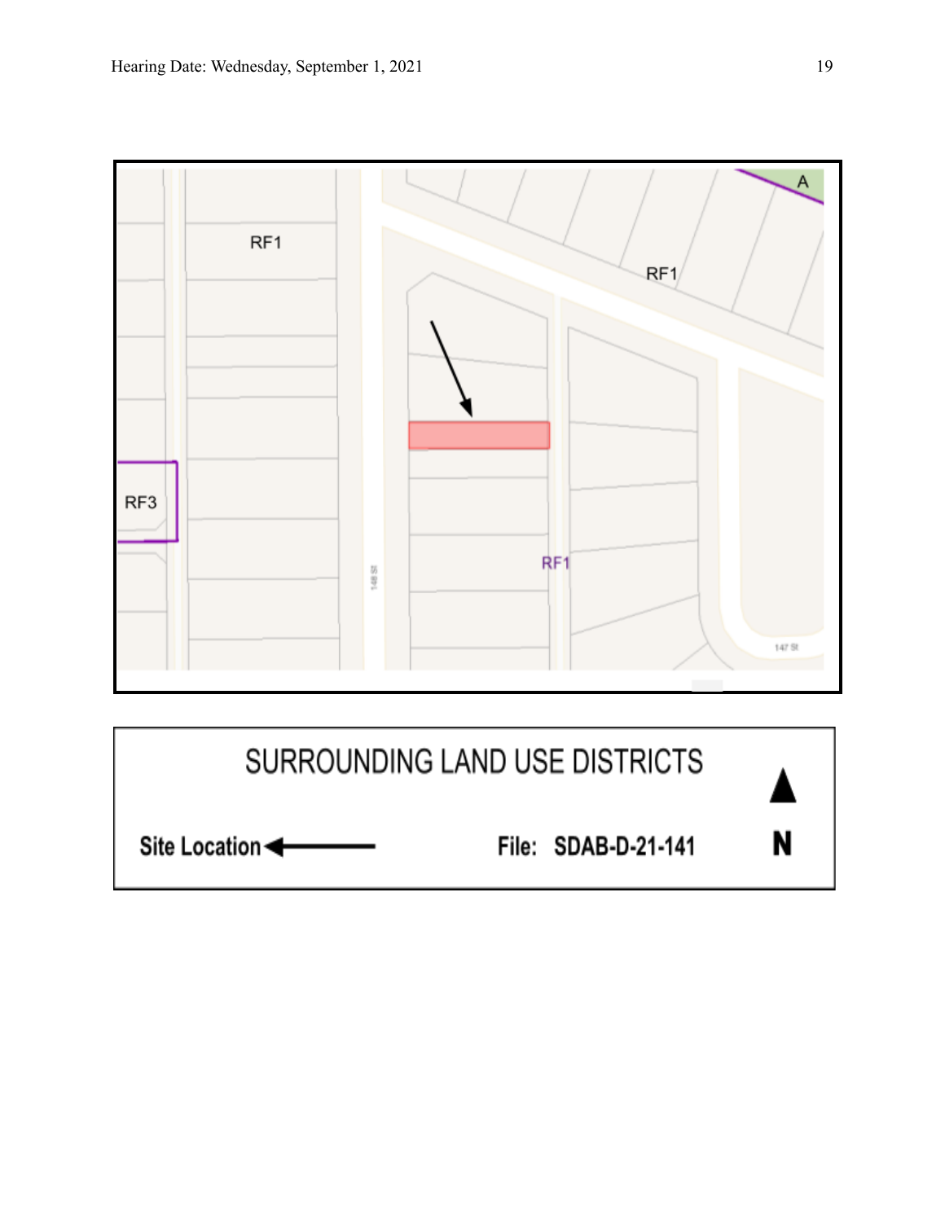RF1

RF1

A

RF3

RF1

148 St

147 St

SURROUNDING LAND USE DISTRICTS

Site Location

File: SDAB-D-21-141

N